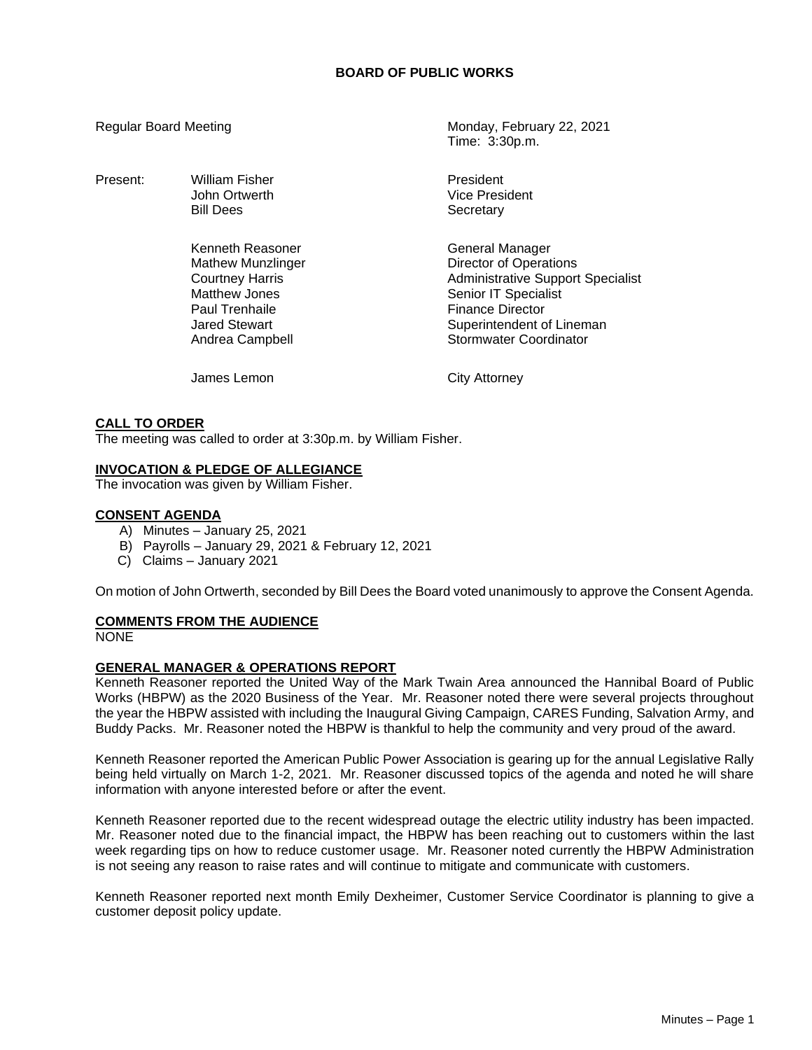# BOARD OF PUBLIC WORKS

Regular Board Meeting

Monday, February 22, 2021
Time: 3:30p.m.

| Present: | William Fisher | President |
|---|---|---|
| | John Ortwerth | Vice President |
| | Bill Dees | Secretary |
| | | |
| | Kenneth Reasoner | General Manager |
| | Mathew Munzlinger | Director of Operations |
| | Courtney Harris | Administrative Support Specialist |
| | Matthew Jones | Senior IT Specialist |
| | Paul Trenhaile | Finance Director |
| | Jared Stewart | Superintendent of Lineman |
| | Andrea Campbell | Stormwater Coordinator |
| | | |
| | James Lemon | City Attorney |

## CALL TO ORDER

The meeting was called to order at 3:30p.m. by William Fisher.

## INVOCATION & PLEDGE OF ALLEGIANCE

The invocation was given by William Fisher.

## CONSENT AGENDA

A) Minutes – January 25, 2021
B) Payrolls – January 29, 2021 & February 12, 2021
C) Claims – January 2021

On motion of John Ortwerth, seconded by Bill Dees the Board voted unanimously to approve the Consent Agenda.

## COMMENTS FROM THE AUDIENCE

NONE

## GENERAL MANAGER & OPERATIONS REPORT

Kenneth Reasoner reported the United Way of the Mark Twain Area announced the Hannibal Board of Public Works (HBPW) as the 2020 Business of the Year. Mr. Reasoner noted there were several projects throughout the year the HBPW assisted with including the Inaugural Giving Campaign, CARES Funding, Salvation Army, and Buddy Packs. Mr. Reasoner noted the HBPW is thankful to help the community and very proud of the award.

Kenneth Reasoner reported the American Public Power Association is gearing up for the annual Legislative Rally being held virtually on March 1-2, 2021. Mr. Reasoner discussed topics of the agenda and noted he will share information with anyone interested before or after the event.

Kenneth Reasoner reported due to the recent widespread outage the electric utility industry has been impacted. Mr. Reasoner noted due to the financial impact, the HBPW has been reaching out to customers within the last week regarding tips on how to reduce customer usage. Mr. Reasoner noted currently the HBPW Administration is not seeing any reason to raise rates and will continue to mitigate and communicate with customers.

Kenneth Reasoner reported next month Emily Dexheimer, Customer Service Coordinator is planning to give a customer deposit policy update.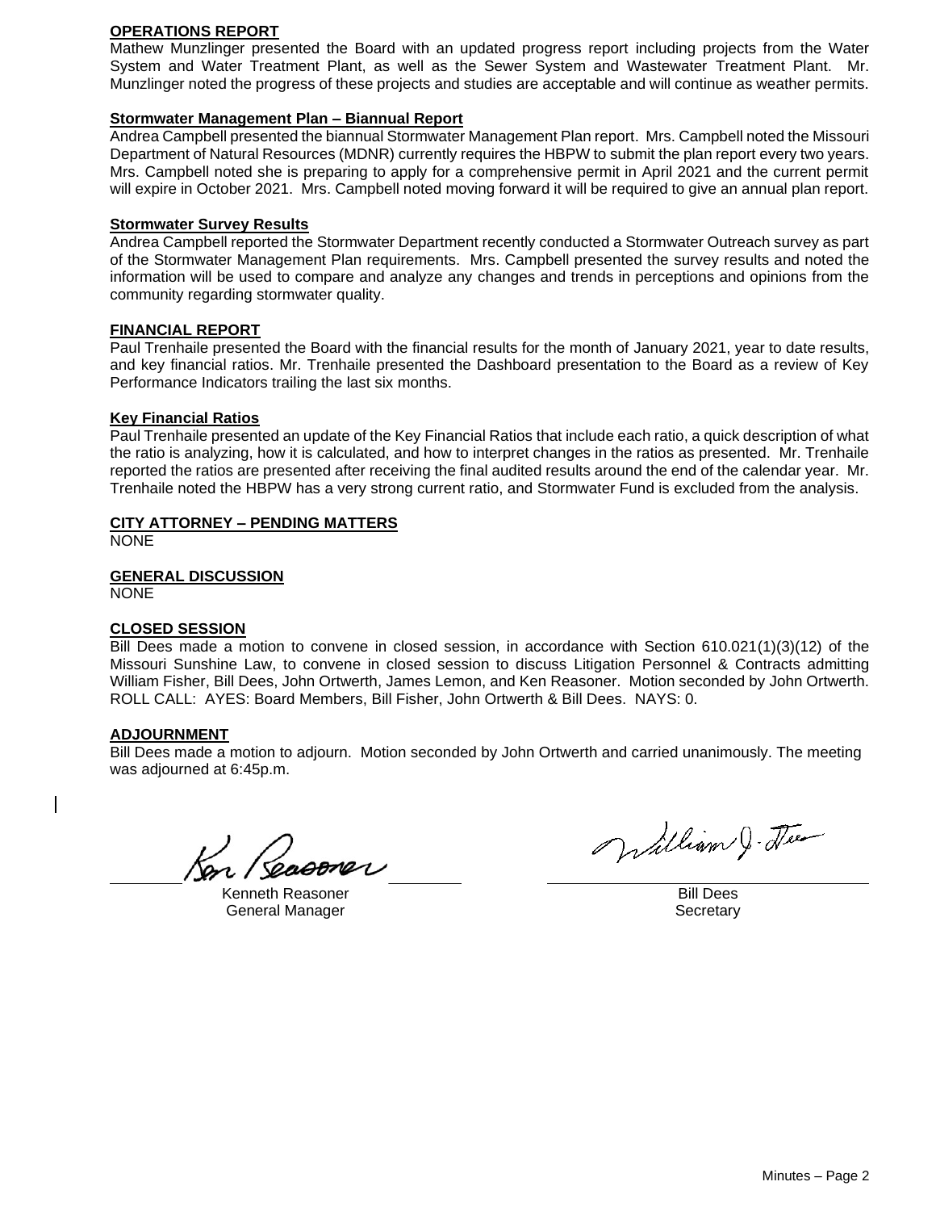**OPERATIONS REPORT**

Mathew Munzlinger presented the Board with an updated progress report including projects from the Water System and Water Treatment Plant, as well as the Sewer System and Wastewater Treatment Plant. Mr. Munzlinger noted the progress of these projects and studies are acceptable and will continue as weather permits.

**Stormwater Management Plan – Biannual Report**

Andrea Campbell presented the biannual Stormwater Management Plan report. Mrs. Campbell noted the Missouri Department of Natural Resources (MDNR) currently requires the HBPW to submit the plan report every two years. Mrs. Campbell noted she is preparing to apply for a comprehensive permit in April 2021 and the current permit will expire in October 2021. Mrs. Campbell noted moving forward it will be required to give an annual plan report.

**Stormwater Survey Results**

Andrea Campbell reported the Stormwater Department recently conducted a Stormwater Outreach survey as part of the Stormwater Management Plan requirements. Mrs. Campbell presented the survey results and noted the information will be used to compare and analyze any changes and trends in perceptions and opinions from the community regarding stormwater quality.

**FINANCIAL REPORT**

Paul Trenhaile presented the Board with the financial results for the month of January 2021, year to date results, and key financial ratios. Mr. Trenhaile presented the Dashboard presentation to the Board as a review of Key Performance Indicators trailing the last six months.

**Key Financial Ratios**

Paul Trenhaile presented an update of the Key Financial Ratios that include each ratio, a quick description of what the ratio is analyzing, how it is calculated, and how to interpret changes in the ratios as presented. Mr. Trenhaile reported the ratios are presented after receiving the final audited results around the end of the calendar year. Mr. Trenhaile noted the HBPW has a very strong current ratio, and Stormwater Fund is excluded from the analysis.

**CITY ATTORNEY – PENDING MATTERS**

NONE

**GENERAL DISCUSSION**

NONE

**CLOSED SESSION**

Bill Dees made a motion to convene in closed session, in accordance with Section 610.021(1)(3)(12) of the Missouri Sunshine Law, to convene in closed session to discuss Litigation Personnel & Contracts admitting William Fisher, Bill Dees, John Ortwerth, James Lemon, and Ken Reasoner. Motion seconded by John Ortwerth. ROLL CALL: AYES: Board Members, Bill Fisher, John Ortwerth & Bill Dees. NAYS: 0.

**ADJOURNMENT**

Bill Dees made a motion to adjourn. Motion seconded by John Ortwerth and carried unanimously. The meeting was adjourned at 6:45p.m.

Kenneth Reasoner
General Manager

Bill Dees
Secretary